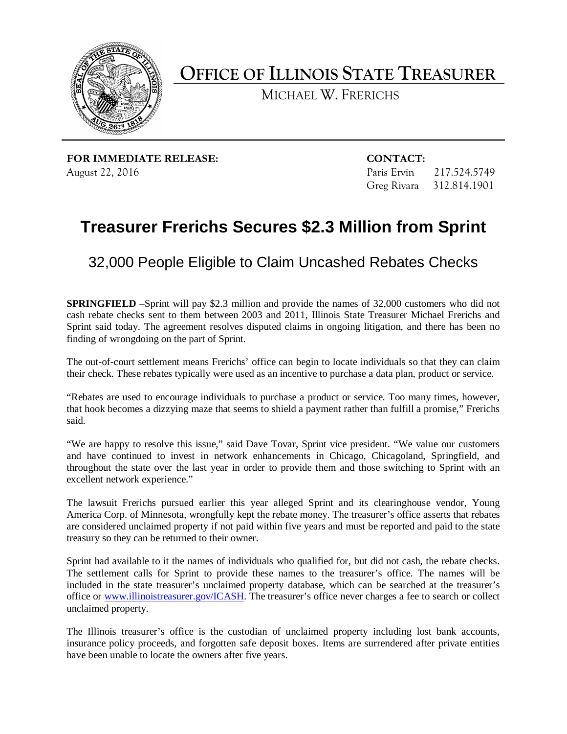# OFFICE OF ILLINOIS STATE TREASURER

MICHAEL W. FRERICHS

**FOR IMMEDIATE RELEASE:**
August 22, 2016

**CONTACT:**
Paris Ervin 217.524.5749
Greg Rivara 312.814.1901

# Treasurer Frerichs Secures $2.3 Million from Sprint

## 32,000 People Eligible to Claim Uncashed Rebates Checks

**SPRINGFIELD** –Sprint will pay $2.3 million and provide the names of 32,000 customers who did not cash rebate checks sent to them between 2003 and 2011, Illinois State Treasurer Michael Frerichs and Sprint said today. The agreement resolves disputed claims in ongoing litigation, and there has been no finding of wrongdoing on the part of Sprint.

The out-of-court settlement means Frerichs' office can begin to locate individuals so that they can claim their check. These rebates typically were used as an incentive to purchase a data plan, product or service.

"Rebates are used to encourage individuals to purchase a product or service. Too many times, however, that hook becomes a dizzying maze that seems to shield a payment rather than fulfill a promise," Frerichs said.

"We are happy to resolve this issue," said Dave Tovar, Sprint vice president. "We value our customers and have continued to invest in network enhancements in Chicago, Chicagoland, Springfield, and throughout the state over the last year in order to provide them and those switching to Sprint with an excellent network experience."

The lawsuit Frerichs pursued earlier this year alleged Sprint and its clearinghouse vendor, Young America Corp. of Minnesota, wrongfully kept the rebate money. The treasurer's office asserts that rebates are considered unclaimed property if not paid within five years and must be reported and paid to the state treasury so they can be returned to their owner.

Sprint had available to it the names of individuals who qualified for, but did not cash, the rebate checks. The settlement calls for Sprint to provide these names to the treasurer's office. The names will be included in the state treasurer's unclaimed property database, which can be searched at the treasurer's office or [www.illinoistreasurer.gov/ICASH](www.illinoistreasurer.gov/ICASH). The treasurer's office never charges a fee to search or collect unclaimed property.

The Illinois treasurer's office is the custodian of unclaimed property including lost bank accounts, insurance policy proceeds, and forgotten safe deposit boxes. Items are surrendered after private entities have been unable to locate the owners after five years.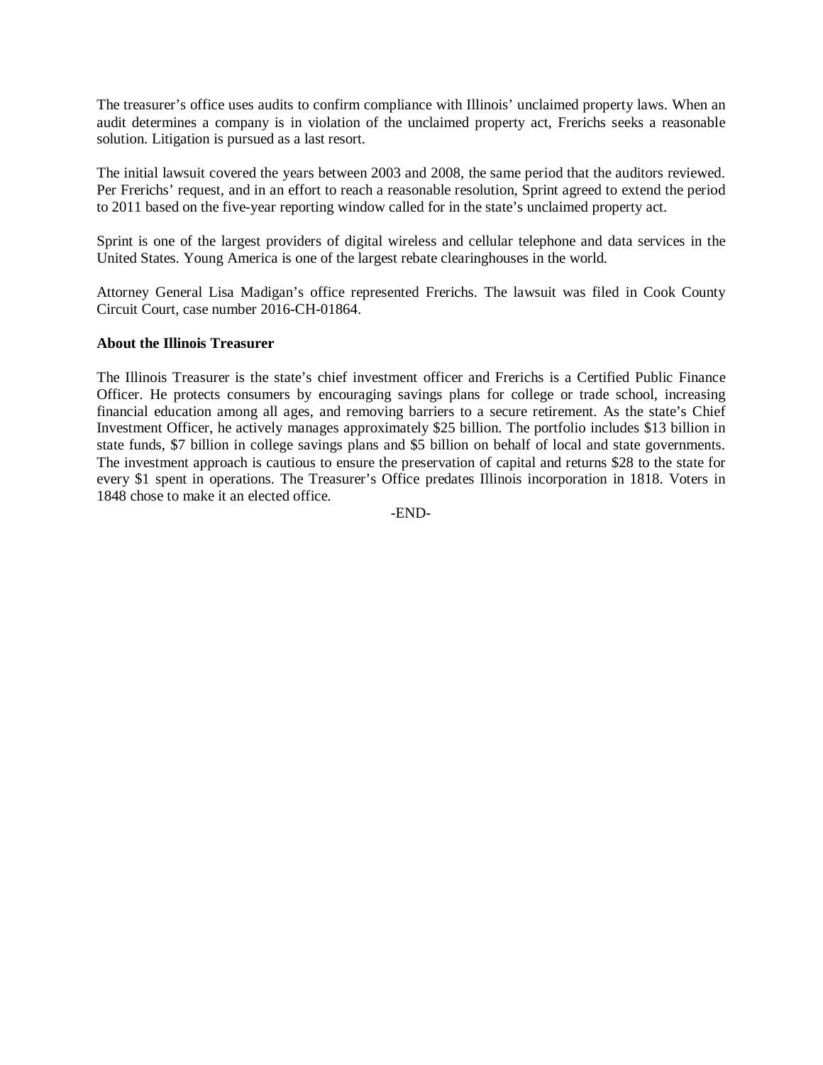The treasurer's office uses audits to confirm compliance with Illinois' unclaimed property laws. When an audit determines a company is in violation of the unclaimed property act, Frerichs seeks a reasonable solution. Litigation is pursued as a last resort.

The initial lawsuit covered the years between 2003 and 2008, the same period that the auditors reviewed. Per Frerichs' request, and in an effort to reach a reasonable resolution, Sprint agreed to extend the period to 2011 based on the five-year reporting window called for in the state's unclaimed property act.

Sprint is one of the largest providers of digital wireless and cellular telephone and data services in the United States. Young America is one of the largest rebate clearinghouses in the world.

Attorney General Lisa Madigan's office represented Frerichs. The lawsuit was filed in Cook County Circuit Court, case number 2016-CH-01864.

**About the Illinois Treasurer**

The Illinois Treasurer is the state's chief investment officer and Frerichs is a Certified Public Finance Officer. He protects consumers by encouraging savings plans for college or trade school, increasing financial education among all ages, and removing barriers to a secure retirement. As the state's Chief Investment Officer, he actively manages approximately $25 billion. The portfolio includes $13 billion in state funds, $7 billion in college savings plans and $5 billion on behalf of local and state governments. The investment approach is cautious to ensure the preservation of capital and returns $28 to the state for every $1 spent in operations. The Treasurer's Office predates Illinois incorporation in 1818. Voters in 1848 chose to make it an elected office.

-END-